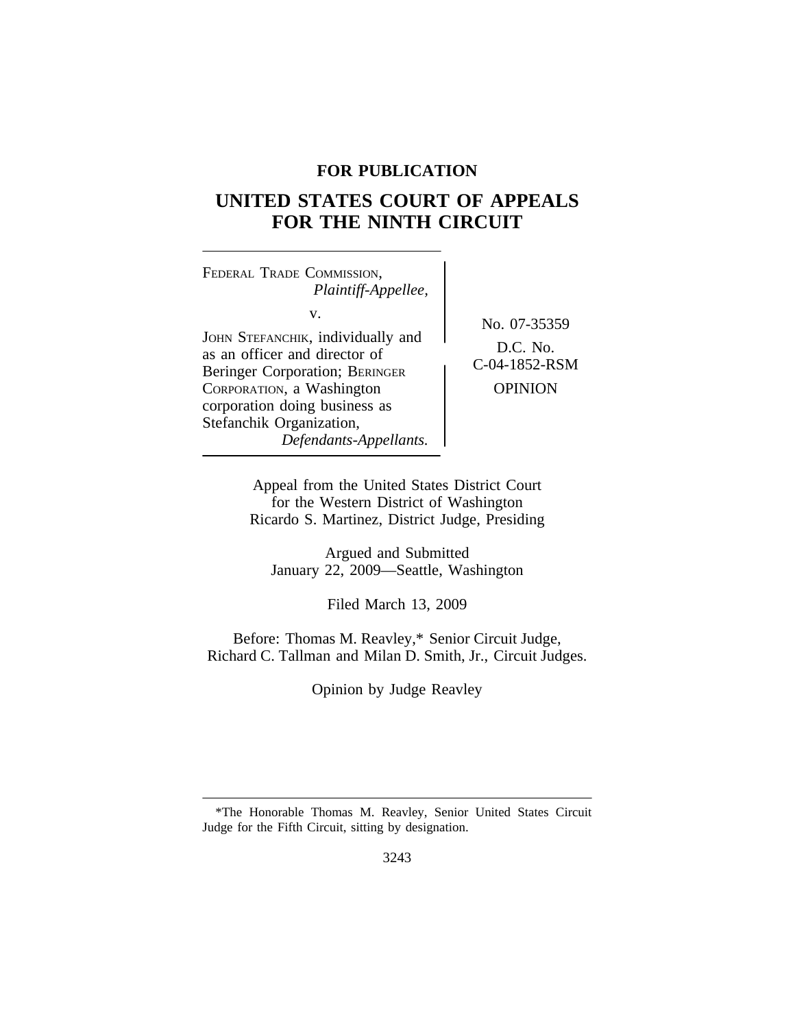**FOR PUBLICATION**

# UNITED STATES COURT OF APPEALS FOR THE NINTH CIRCUIT

FEDERAL TRADE COMMISSION,
*Plaintiff-Appellee,*

v.

JOHN STEFANCHIK, individually and as an officer and director of Beringer Corporation; BERINGER CORPORATION, a Washington corporation doing business as Stefanchik Organization,
*Defendants-Appellants.*

No. 07-35359

D.C. No. C-04-1852-RSM

OPINION

Appeal from the United States District Court for the Western District of Washington
Ricardo S. Martinez, District Judge, Presiding

Argued and Submitted
January 22, 2009—Seattle, Washington

Filed March 13, 2009

Before: Thomas M. Reavley,* Senior Circuit Judge, Richard C. Tallman and Milan D. Smith, Jr., Circuit Judges.

Opinion by Judge Reavley

---

*The Honorable Thomas M. Reavley, Senior United States Circuit Judge for the Fifth Circuit, sitting by designation.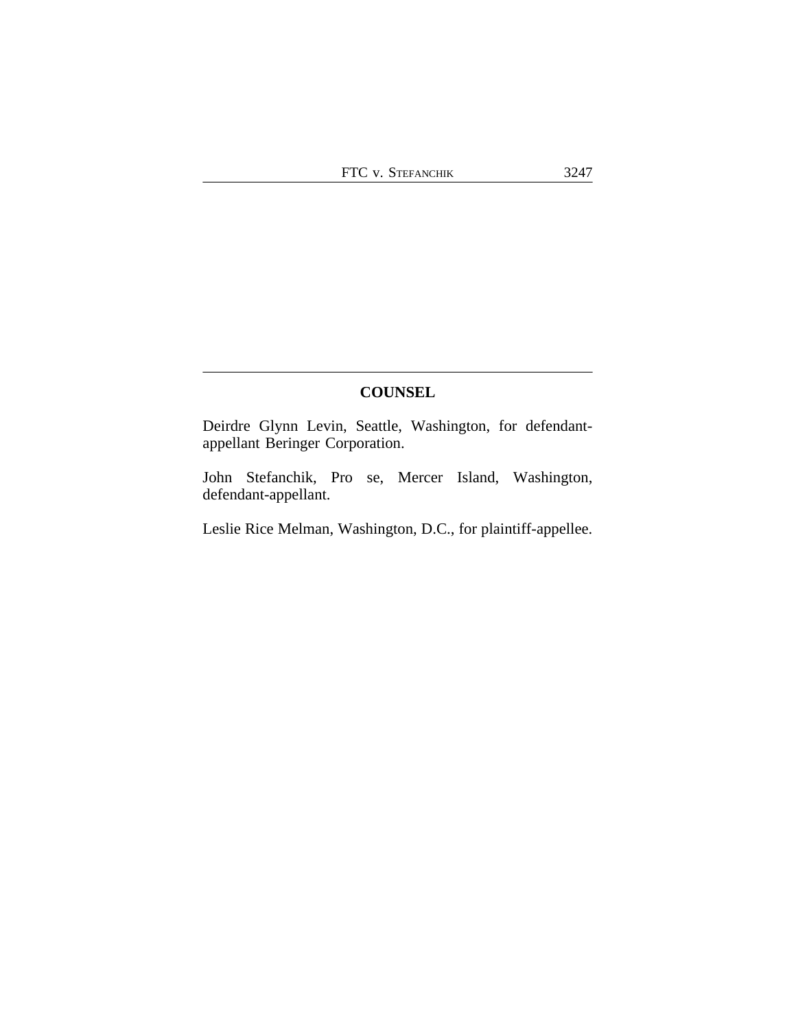## COUNSEL

Deirdre Glynn Levin, Seattle, Washington, for defendant-appellant Beringer Corporation.

John Stefanchik, Pro se, Mercer Island, Washington, defendant-appellant.

Leslie Rice Melman, Washington, D.C., for plaintiff-appellee.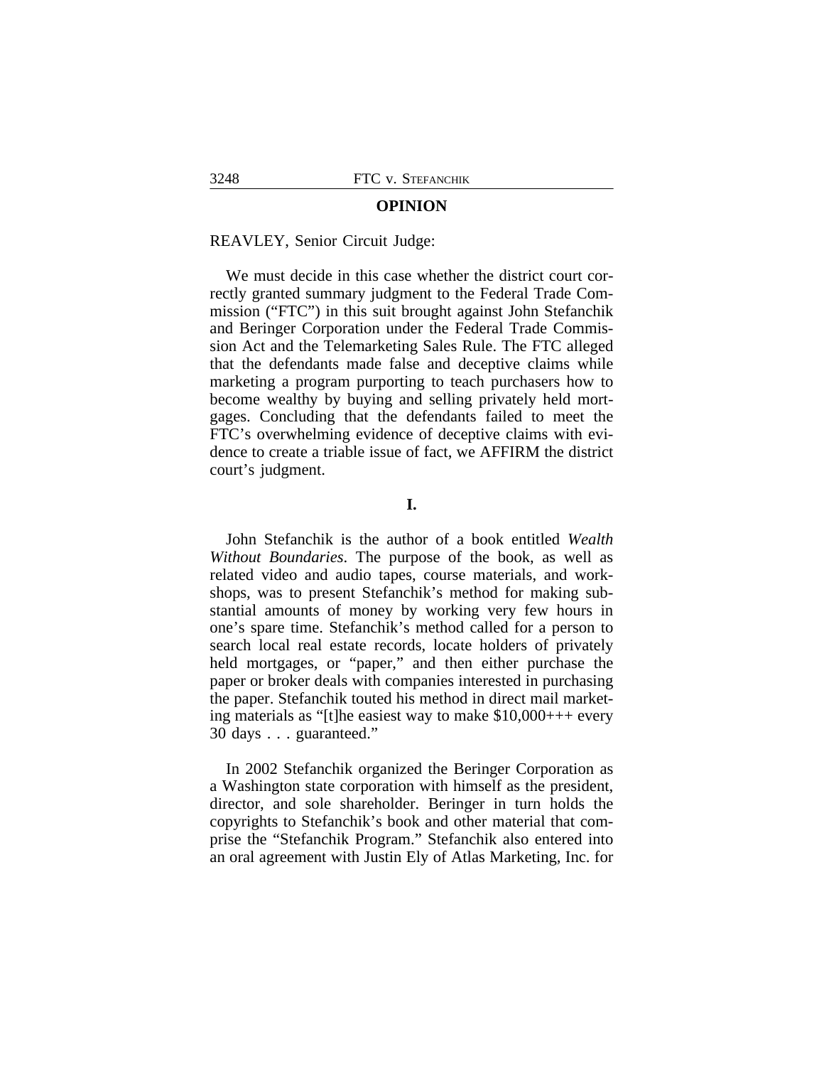## OPINION

REAVLEY, Senior Circuit Judge:

We must decide in this case whether the district court correctly granted summary judgment to the Federal Trade Commission ("FTC") in this suit brought against John Stefanchik and Beringer Corporation under the Federal Trade Commission Act and the Telemarketing Sales Rule. The FTC alleged that the defendants made false and deceptive claims while marketing a program purporting to teach purchasers how to become wealthy by buying and selling privately held mortgages. Concluding that the defendants failed to meet the FTC's overwhelming evidence of deceptive claims with evidence to create a triable issue of fact, we AFFIRM the district court's judgment.

### I.

John Stefanchik is the author of a book entitled *Wealth Without Boundaries*. The purpose of the book, as well as related video and audio tapes, course materials, and workshops, was to present Stefanchik's method for making substantial amounts of money by working very few hours in one's spare time. Stefanchik's method called for a person to search local real estate records, locate holders of privately held mortgages, or "paper," and then either purchase the paper or broker deals with companies interested in purchasing the paper. Stefanchik touted his method in direct mail marketing materials as "[t]he easiest way to make $10,000+++ every 30 days . . . guaranteed."

In 2002 Stefanchik organized the Beringer Corporation as a Washington state corporation with himself as the president, director, and sole shareholder. Beringer in turn holds the copyrights to Stefanchik's book and other material that comprise the "Stefanchik Program." Stefanchik also entered into an oral agreement with Justin Ely of Atlas Marketing, Inc. for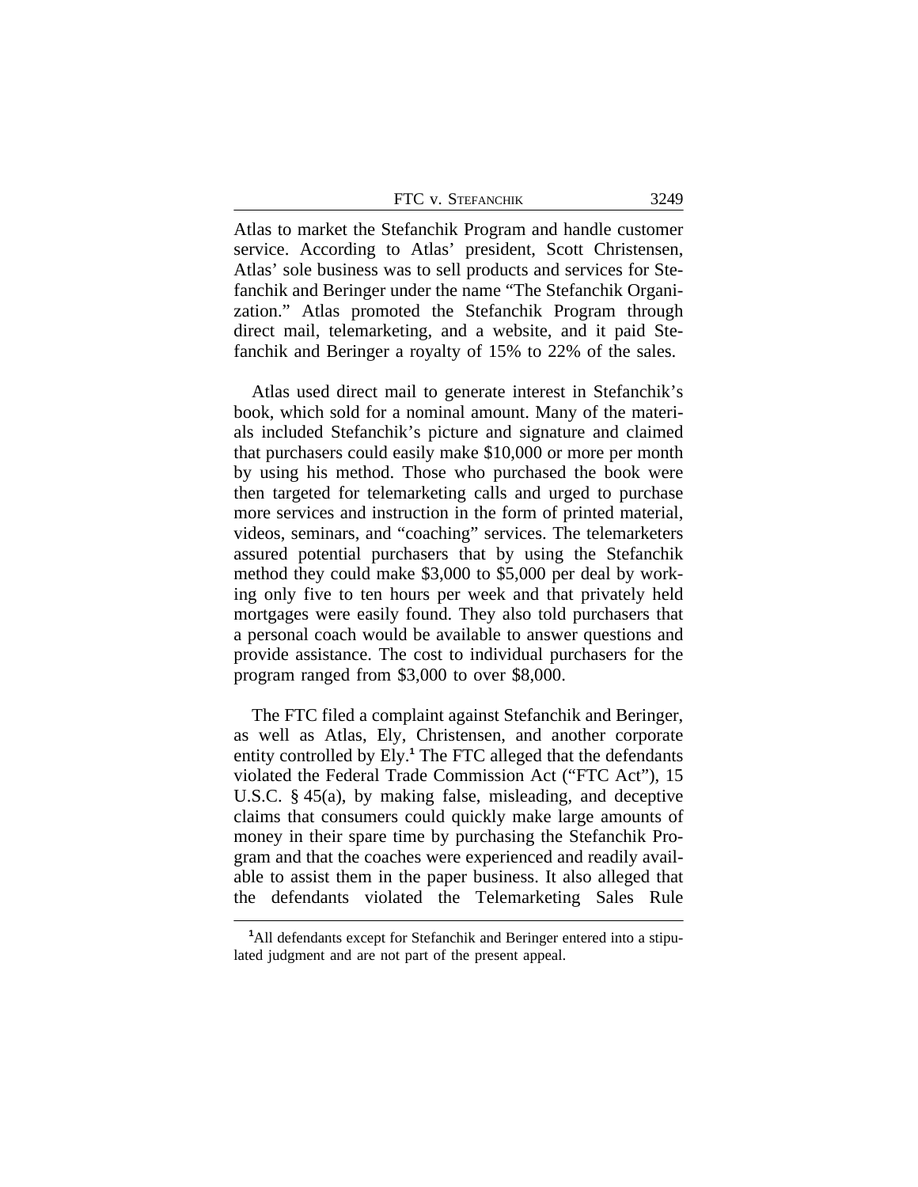Atlas to market the Stefanchik Program and handle customer service. According to Atlas' president, Scott Christensen, Atlas' sole business was to sell products and services for Stefanchik and Beringer under the name "The Stefanchik Organization." Atlas promoted the Stefanchik Program through direct mail, telemarketing, and a website, and it paid Stefanchik and Beringer a royalty of 15% to 22% of the sales.

Atlas used direct mail to generate interest in Stefanchik's book, which sold for a nominal amount. Many of the materials included Stefanchik's picture and signature and claimed that purchasers could easily make $10,000 or more per month by using his method. Those who purchased the book were then targeted for telemarketing calls and urged to purchase more services and instruction in the form of printed material, videos, seminars, and "coaching" services. The telemarketers assured potential purchasers that by using the Stefanchik method they could make $3,000 to $5,000 per deal by working only five to ten hours per week and that privately held mortgages were easily found. They also told purchasers that a personal coach would be available to answer questions and provide assistance. The cost to individual purchasers for the program ranged from $3,000 to over $8,000.

The FTC filed a complaint against Stefanchik and Beringer, as well as Atlas, Ely, Christensen, and another corporate entity controlled by Ely.[1] The FTC alleged that the defendants violated the Federal Trade Commission Act ("FTC Act"), 15 U.S.C. § 45(a), by making false, misleading, and deceptive claims that consumers could quickly make large amounts of money in their spare time by purchasing the Stefanchik Program and that the coaches were experienced and readily available to assist them in the paper business. It also alleged that the defendants violated the Telemarketing Sales Rule

[1] All defendants except for Stefanchik and Beringer entered into a stipulated judgment and are not part of the present appeal.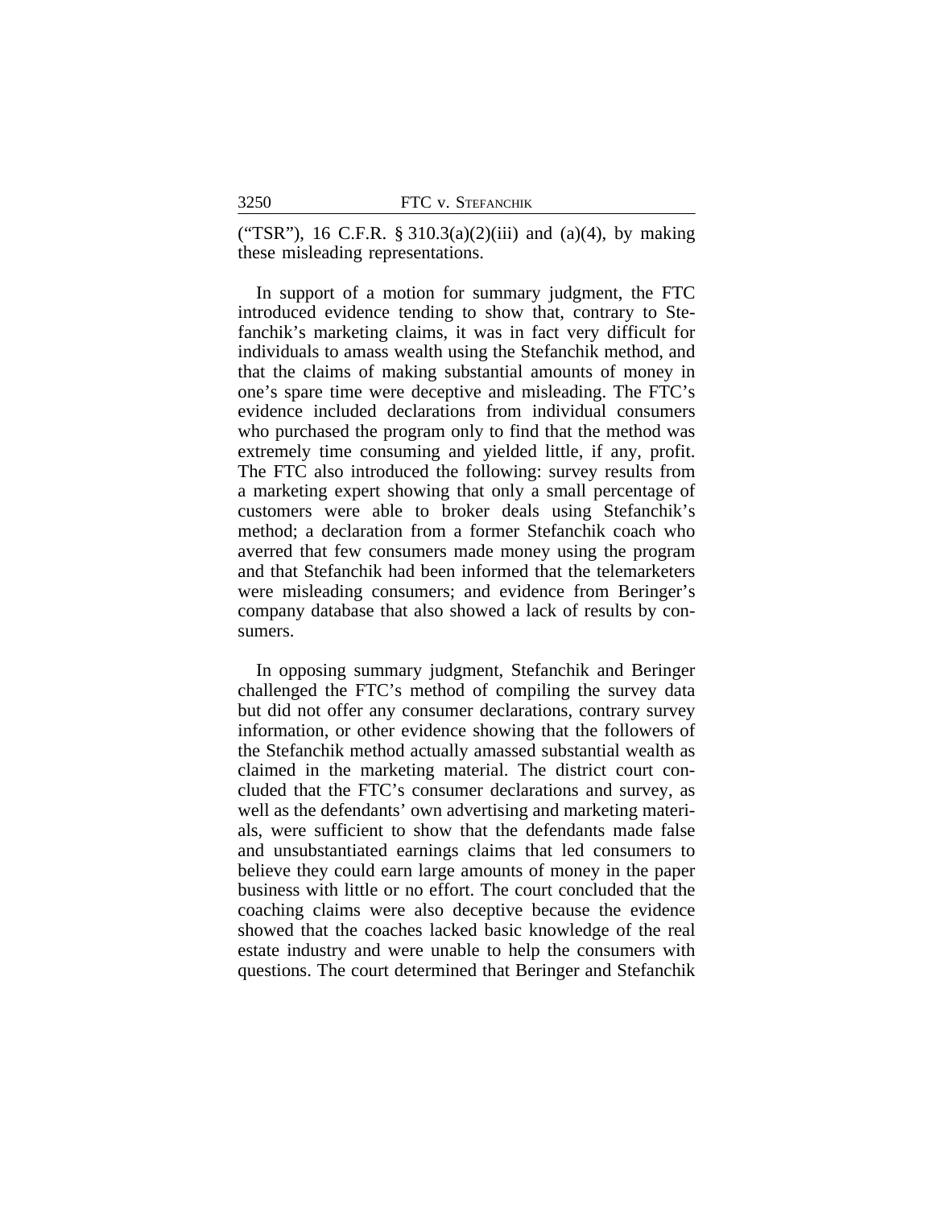("TSR"), 16 C.F.R. § 310.3(a)(2)(iii) and (a)(4), by making these misleading representations.

In support of a motion for summary judgment, the FTC introduced evidence tending to show that, contrary to Stefanchik's marketing claims, it was in fact very difficult for individuals to amass wealth using the Stefanchik method, and that the claims of making substantial amounts of money in one's spare time were deceptive and misleading. The FTC's evidence included declarations from individual consumers who purchased the program only to find that the method was extremely time consuming and yielded little, if any, profit. The FTC also introduced the following: survey results from a marketing expert showing that only a small percentage of customers were able to broker deals using Stefanchik's method; a declaration from a former Stefanchik coach who averred that few consumers made money using the program and that Stefanchik had been informed that the telemarketers were misleading consumers; and evidence from Beringer's company database that also showed a lack of results by consumers.

In opposing summary judgment, Stefanchik and Beringer challenged the FTC's method of compiling the survey data but did not offer any consumer declarations, contrary survey information, or other evidence showing that the followers of the Stefanchik method actually amassed substantial wealth as claimed in the marketing material. The district court concluded that the FTC's consumer declarations and survey, as well as the defendants' own advertising and marketing materials, were sufficient to show that the defendants made false and unsubstantiated earnings claims that led consumers to believe they could earn large amounts of money in the paper business with little or no effort. The court concluded that the coaching claims were also deceptive because the evidence showed that the coaches lacked basic knowledge of the real estate industry and were unable to help the consumers with questions. The court determined that Beringer and Stefanchik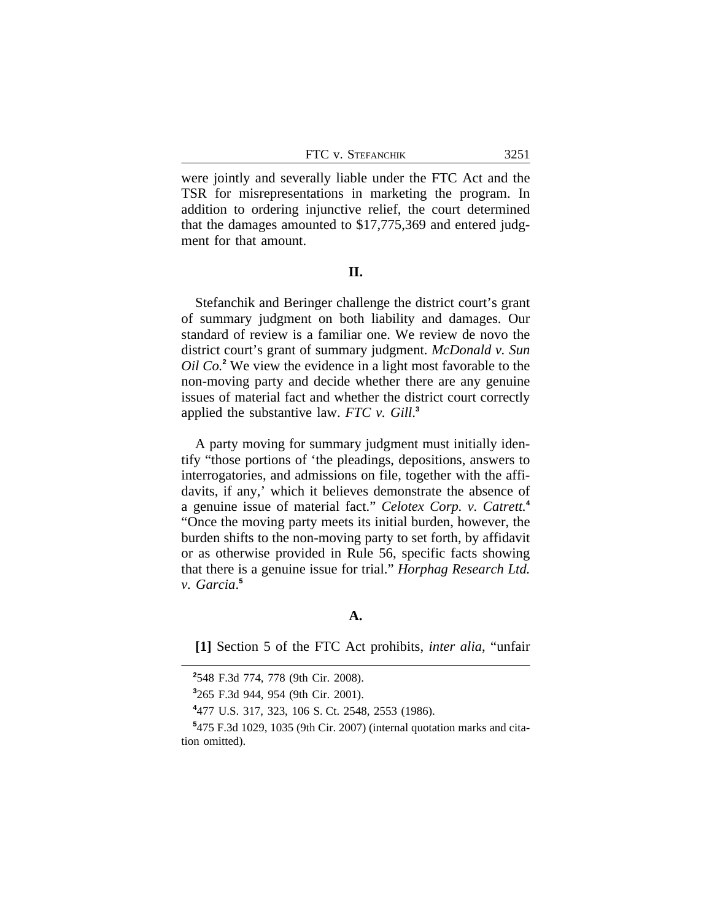were jointly and severally liable under the FTC Act and the TSR for misrepresentations in marketing the program. In addition to ordering injunctive relief, the court determined that the damages amounted to $17,775,369 and entered judgment for that amount.

## II.

Stefanchik and Beringer challenge the district court's grant of summary judgment on both liability and damages. Our standard of review is a familiar one. We review de novo the district court's grant of summary judgment. *McDonald v. Sun Oil Co.*[2] We view the evidence in a light most favorable to the non-moving party and decide whether there are any genuine issues of material fact and whether the district court correctly applied the substantive law. *FTC v. Gill*.[3]

A party moving for summary judgment must initially identify "those portions of 'the pleadings, depositions, answers to interrogatories, and admissions on file, together with the affidavits, if any,' which it believes demonstrate the absence of a genuine issue of material fact." *Celotex Corp. v. Catrett.*[4] "Once the moving party meets its initial burden, however, the burden shifts to the non-moving party to set forth, by affidavit or as otherwise provided in Rule 56, specific facts showing that there is a genuine issue for trial." *Horphag Research Ltd. v. Garcia*.[5]

### A.

**[1]** Section 5 of the FTC Act prohibits, *inter alia*, "unfair

---

[2] 548 F.3d 774, 778 (9th Cir. 2008).

[3] 265 F.3d 944, 954 (9th Cir. 2001).

[4] 477 U.S. 317, 323, 106 S. Ct. 2548, 2553 (1986).

[5] 475 F.3d 1029, 1035 (9th Cir. 2007) (internal quotation marks and citation omitted).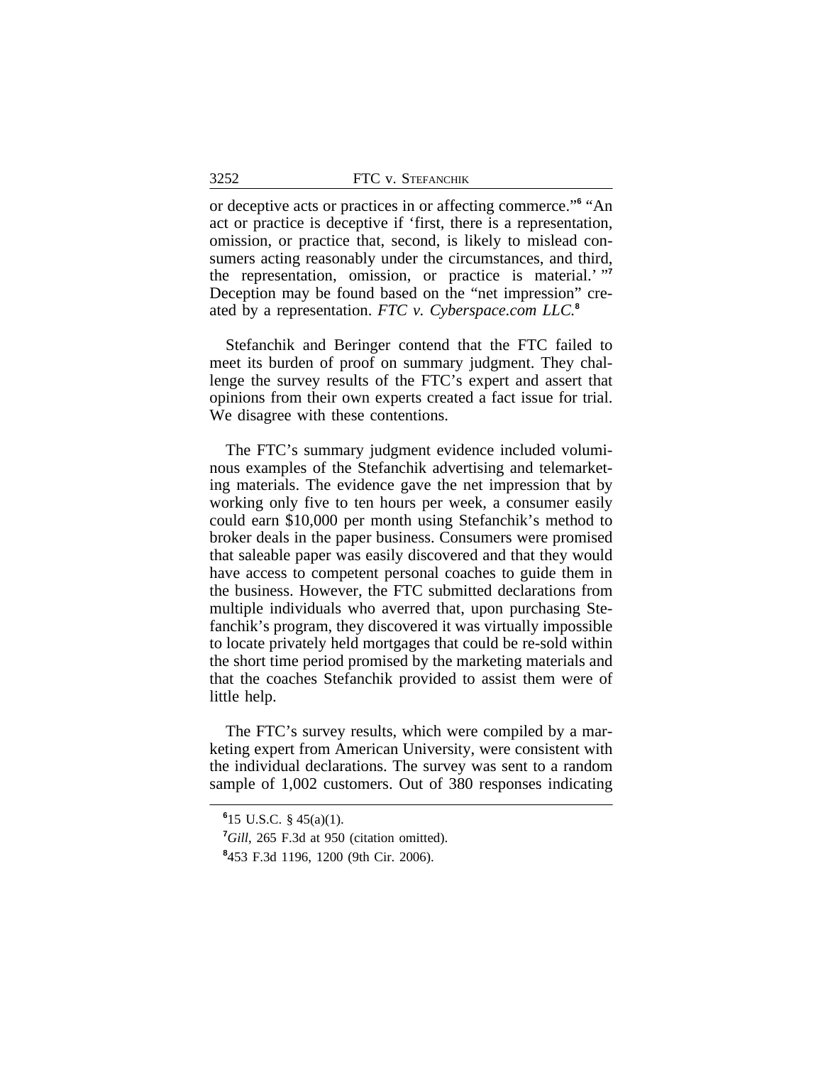or deceptive acts or practices in or affecting commerce."[6] "An act or practice is deceptive if 'first, there is a representation, omission, or practice that, second, is likely to mislead consumers acting reasonably under the circumstances, and third, the representation, omission, or practice is material.' "[7] Deception may be found based on the "net impression" created by a representation. *FTC v. Cyberspace.com LLC.*[8]

Stefanchik and Beringer contend that the FTC failed to meet its burden of proof on summary judgment. They challenge the survey results of the FTC's expert and assert that opinions from their own experts created a fact issue for trial. We disagree with these contentions.

The FTC's summary judgment evidence included voluminous examples of the Stefanchik advertising and telemarketing materials. The evidence gave the net impression that by working only five to ten hours per week, a consumer easily could earn $10,000 per month using Stefanchik's method to broker deals in the paper business. Consumers were promised that saleable paper was easily discovered and that they would have access to competent personal coaches to guide them in the business. However, the FTC submitted declarations from multiple individuals who averred that, upon purchasing Stefanchik's program, they discovered it was virtually impossible to locate privately held mortgages that could be re-sold within the short time period promised by the marketing materials and that the coaches Stefanchik provided to assist them were of little help.

The FTC's survey results, which were compiled by a marketing expert from American University, were consistent with the individual declarations. The survey was sent to a random sample of 1,002 customers. Out of 380 responses indicating

[6] 15 U.S.C. § 45(a)(1).

[7] *Gill*, 265 F.3d at 950 (citation omitted).

[8] 453 F.3d 1196, 1200 (9th Cir. 2006).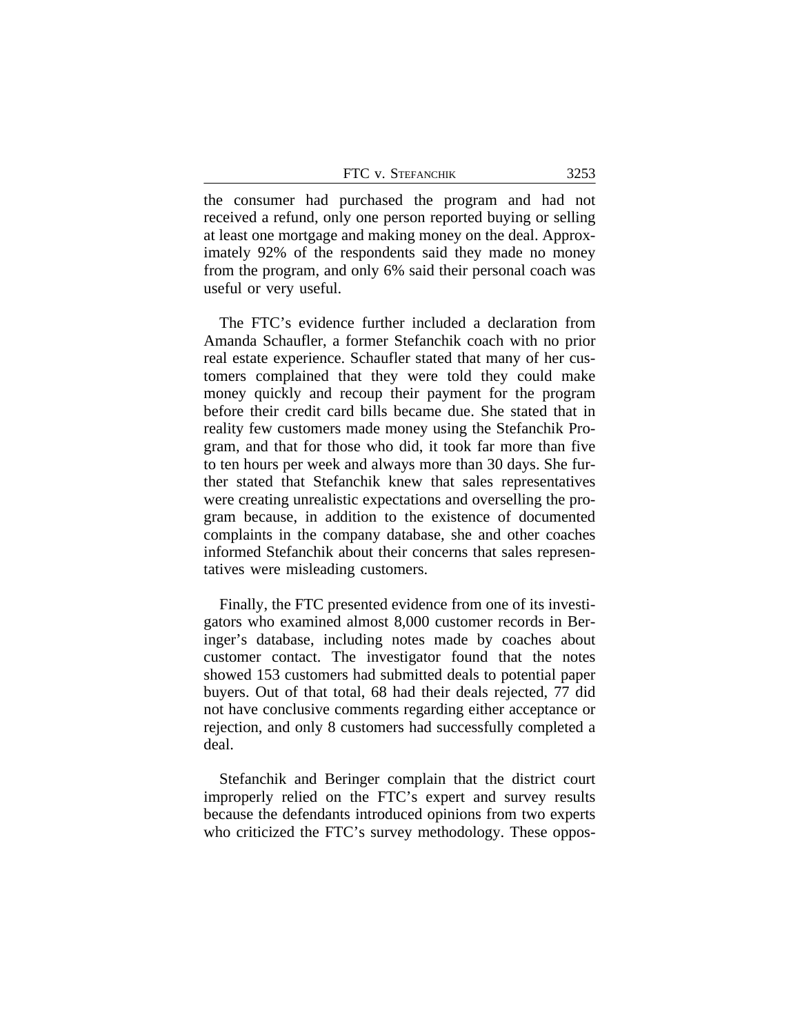the consumer had purchased the program and had not received a refund, only one person reported buying or selling at least one mortgage and making money on the deal. Approximately 92% of the respondents said they made no money from the program, and only 6% said their personal coach was useful or very useful.

The FTC's evidence further included a declaration from Amanda Schaufler, a former Stefanchik coach with no prior real estate experience. Schaufler stated that many of her customers complained that they were told they could make money quickly and recoup their payment for the program before their credit card bills became due. She stated that in reality few customers made money using the Stefanchik Program, and that for those who did, it took far more than five to ten hours per week and always more than 30 days. She further stated that Stefanchik knew that sales representatives were creating unrealistic expectations and overselling the program because, in addition to the existence of documented complaints in the company database, she and other coaches informed Stefanchik about their concerns that sales representatives were misleading customers.

Finally, the FTC presented evidence from one of its investigators who examined almost 8,000 customer records in Beringer's database, including notes made by coaches about customer contact. The investigator found that the notes showed 153 customers had submitted deals to potential paper buyers. Out of that total, 68 had their deals rejected, 77 did not have conclusive comments regarding either acceptance or rejection, and only 8 customers had successfully completed a deal.

Stefanchik and Beringer complain that the district court improperly relied on the FTC's expert and survey results because the defendants introduced opinions from two experts who criticized the FTC's survey methodology. These oppos-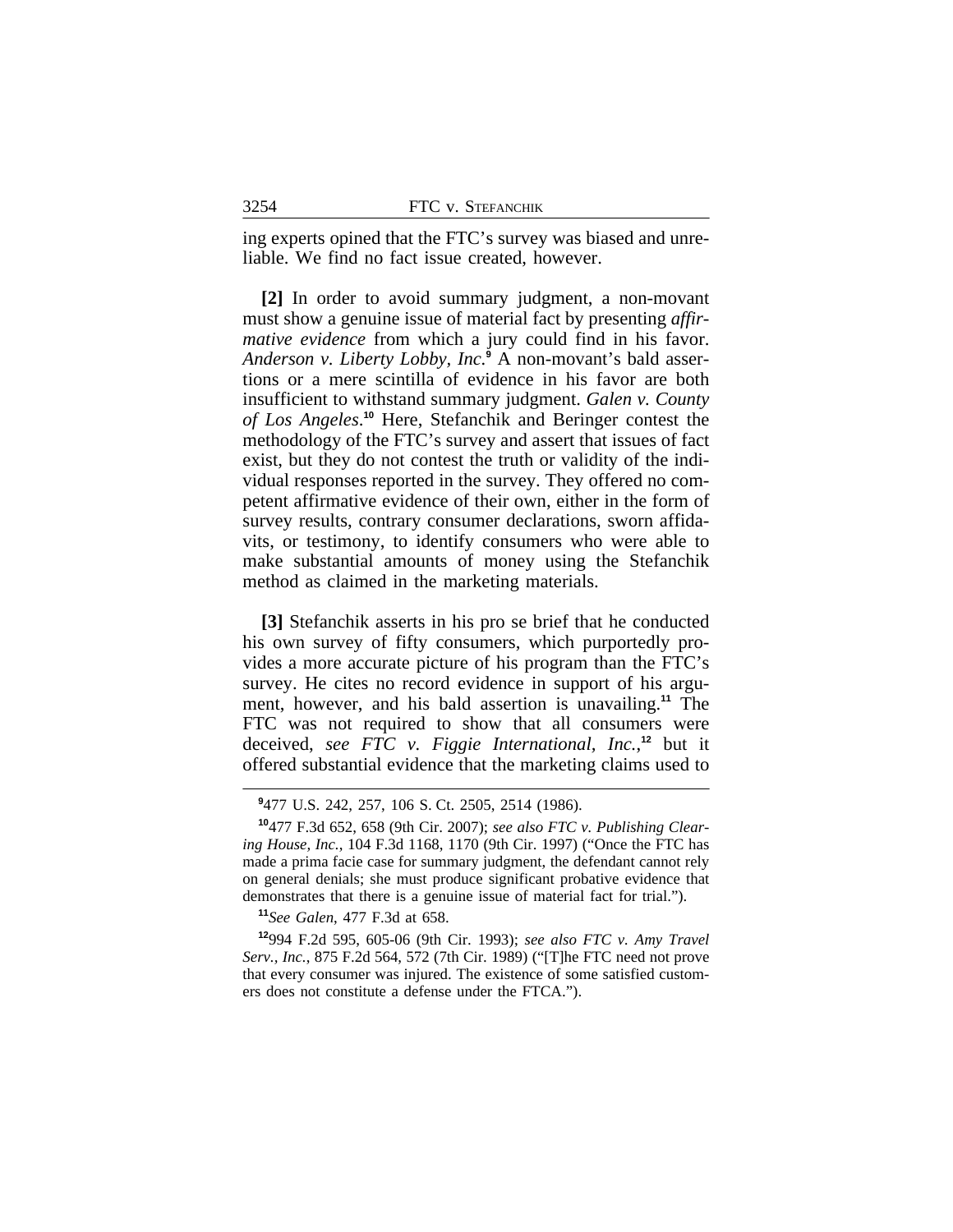ing experts opined that the FTC's survey was biased and unreliable. We find no fact issue created, however.

**[2]** In order to avoid summary judgment, a non-movant must show a genuine issue of material fact by presenting *affirmative evidence* from which a jury could find in his favor. *Anderson v. Liberty Lobby, Inc.*[9] A non-movant's bald assertions or a mere scintilla of evidence in his favor are both insufficient to withstand summary judgment. *Galen v. County of Los Angeles*.[10] Here, Stefanchik and Beringer contest the methodology of the FTC's survey and assert that issues of fact exist, but they do not contest the truth or validity of the individual responses reported in the survey. They offered no competent affirmative evidence of their own, either in the form of survey results, contrary consumer declarations, sworn affidavits, or testimony, to identify consumers who were able to make substantial amounts of money using the Stefanchik method as claimed in the marketing materials.

**[3]** Stefanchik asserts in his pro se brief that he conducted his own survey of fifty consumers, which purportedly provides a more accurate picture of his program than the FTC's survey. He cites no record evidence in support of his argument, however, and his bald assertion is unavailing.[11] The FTC was not required to show that all consumers were deceived, *see FTC v. Figgie International, Inc.*,[12] but it offered substantial evidence that the marketing claims used to

---

[9] 477 U.S. 242, 257, 106 S. Ct. 2505, 2514 (1986).

[10] 477 F.3d 652, 658 (9th Cir. 2007); *see also FTC v. Publishing Clearing House, Inc.*, 104 F.3d 1168, 1170 (9th Cir. 1997) ("Once the FTC has made a prima facie case for summary judgment, the defendant cannot rely on general denials; she must produce significant probative evidence that demonstrates that there is a genuine issue of material fact for trial.").

[11] *See Galen*, 477 F.3d at 658.

[12] 994 F.2d 595, 605-06 (9th Cir. 1993); *see also FTC v. Amy Travel Serv., Inc.*, 875 F.2d 564, 572 (7th Cir. 1989) ("[T]he FTC need not prove that every consumer was injured. The existence of some satisfied customers does not constitute a defense under the FTCA.").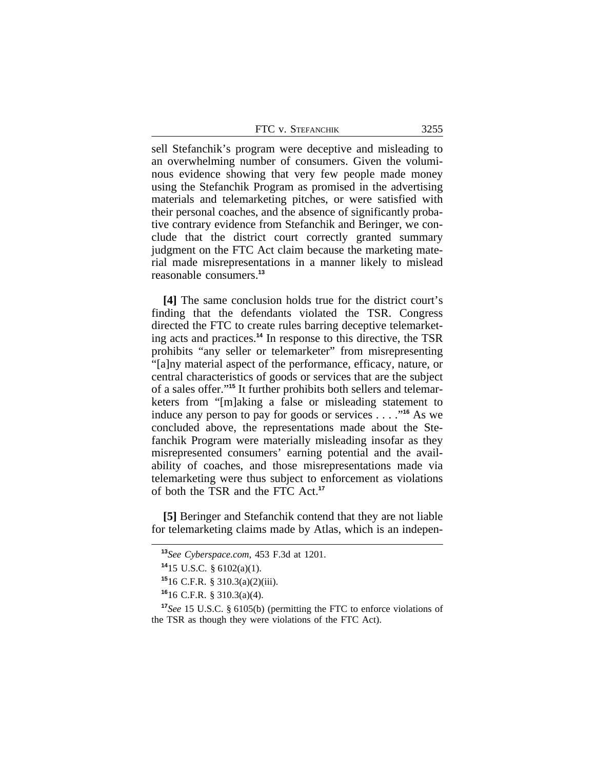sell Stefanchik's program were deceptive and misleading to an overwhelming number of consumers. Given the voluminous evidence showing that very few people made money using the Stefanchik Program as promised in the advertising materials and telemarketing pitches, or were satisfied with their personal coaches, and the absence of significantly probative contrary evidence from Stefanchik and Beringer, we conclude that the district court correctly granted summary judgment on the FTC Act claim because the marketing material made misrepresentations in a manner likely to mislead reasonable consumers.[13]

**[4]** The same conclusion holds true for the district court's finding that the defendants violated the TSR. Congress directed the FTC to create rules barring deceptive telemarketing acts and practices.[14] In response to this directive, the TSR prohibits "any seller or telemarketer" from misrepresenting "[a]ny material aspect of the performance, efficacy, nature, or central characteristics of goods or services that are the subject of a sales offer."[15] It further prohibits both sellers and telemarketers from "[m]aking a false or misleading statement to induce any person to pay for goods or services . . . ."[16] As we concluded above, the representations made about the Stefanchik Program were materially misleading insofar as they misrepresented consumers' earning potential and the availability of coaches, and those misrepresentations made via telemarketing were thus subject to enforcement as violations of both the TSR and the FTC Act.[17]

**[5]** Beringer and Stefanchik contend that they are not liable for telemarketing claims made by Atlas, which is an indepen-

---

[13]*See Cyberspace.com*, 453 F.3d at 1201.

[14]15 U.S.C. § 6102(a)(1).

[15]16 C.F.R. § 310.3(a)(2)(iii).

[16]16 C.F.R. § 310.3(a)(4).

[17]*See* 15 U.S.C. § 6105(b) (permitting the FTC to enforce violations of the TSR as though they were violations of the FTC Act).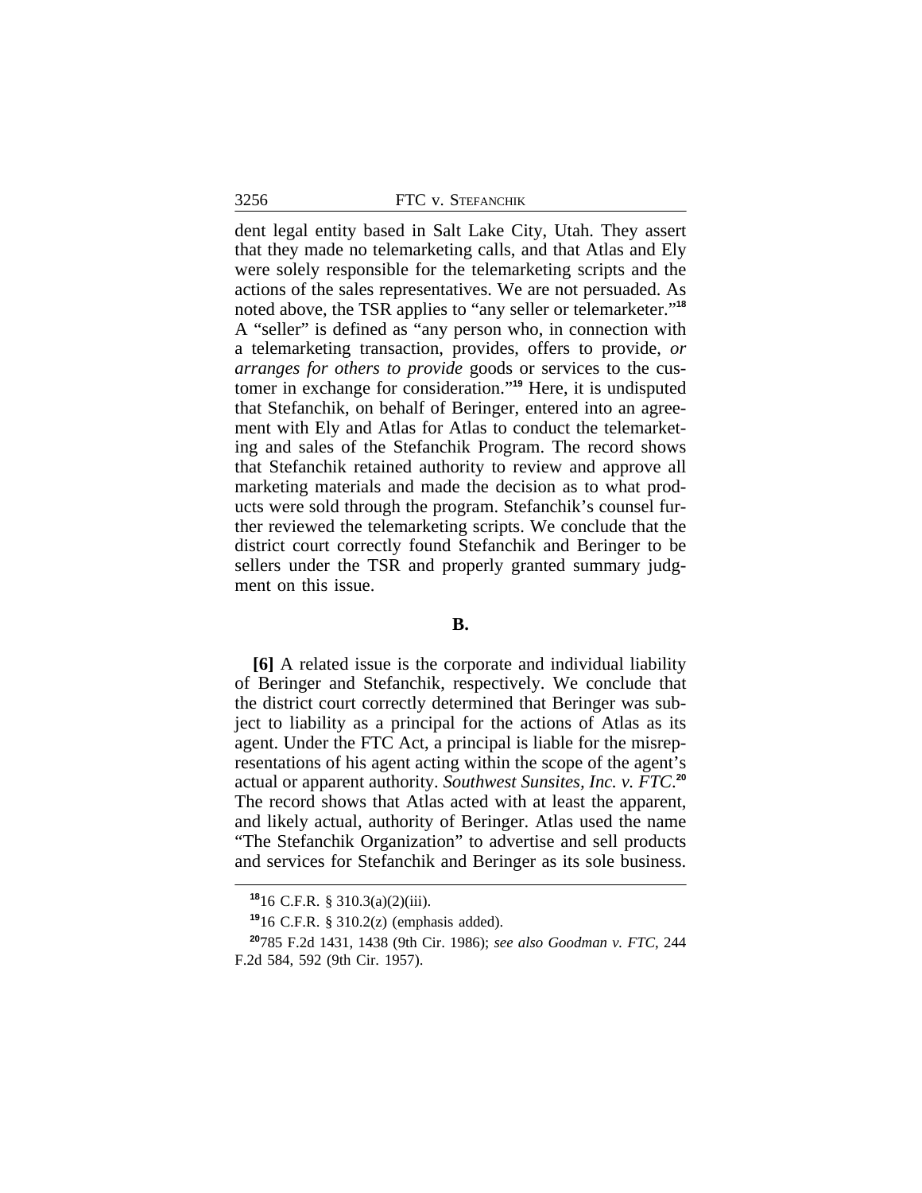dent legal entity based in Salt Lake City, Utah. They assert that they made no telemarketing calls, and that Atlas and Ely were solely responsible for the telemarketing scripts and the actions of the sales representatives. We are not persuaded. As noted above, the TSR applies to "any seller or telemarketer."[18] A "seller" is defined as "any person who, in connection with a telemarketing transaction, provides, offers to provide, *or arranges for others to provide* goods or services to the customer in exchange for consideration."[19] Here, it is undisputed that Stefanchik, on behalf of Beringer, entered into an agreement with Ely and Atlas for Atlas to conduct the telemarketing and sales of the Stefanchik Program. The record shows that Stefanchik retained authority to review and approve all marketing materials and made the decision as to what products were sold through the program. Stefanchik's counsel further reviewed the telemarketing scripts. We conclude that the district court correctly found Stefanchik and Beringer to be sellers under the TSR and properly granted summary judgment on this issue.

## B.

**[6]** A related issue is the corporate and individual liability of Beringer and Stefanchik, respectively. We conclude that the district court correctly determined that Beringer was subject to liability as a principal for the actions of Atlas as its agent. Under the FTC Act, a principal is liable for the misrepresentations of his agent acting within the scope of the agent's actual or apparent authority. *Southwest Sunsites, Inc. v. FTC*.[20] The record shows that Atlas acted with at least the apparent, and likely actual, authority of Beringer. Atlas used the name "The Stefanchik Organization" to advertise and sell products and services for Stefanchik and Beringer as its sole business.

---

[18] 16 C.F.R. § 310.3(a)(2)(iii).

[19] 16 C.F.R. § 310.2(z) (emphasis added).

[20] 785 F.2d 1431, 1438 (9th Cir. 1986); *see also Goodman v. FTC*, 244 F.2d 584, 592 (9th Cir. 1957).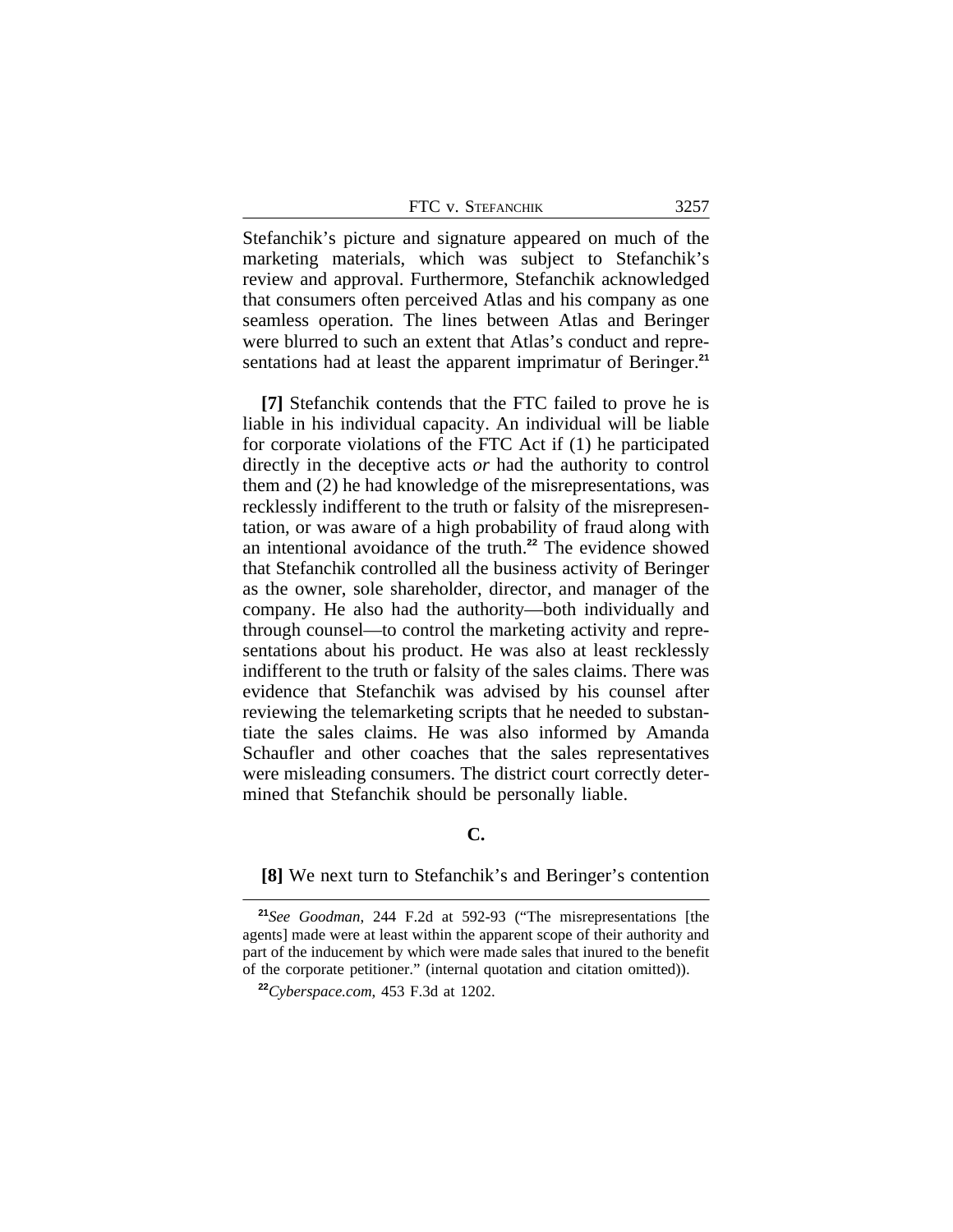Stefanchik's picture and signature appeared on much of the marketing materials, which was subject to Stefanchik's review and approval. Furthermore, Stefanchik acknowledged that consumers often perceived Atlas and his company as one seamless operation. The lines between Atlas and Beringer were blurred to such an extent that Atlas's conduct and representations had at least the apparent imprimatur of Beringer.[21]

**[7]** Stefanchik contends that the FTC failed to prove he is liable in his individual capacity. An individual will be liable for corporate violations of the FTC Act if (1) he participated directly in the deceptive acts *or* had the authority to control them and (2) he had knowledge of the misrepresentations, was recklessly indifferent to the truth or falsity of the misrepresentation, or was aware of a high probability of fraud along with an intentional avoidance of the truth.[22] The evidence showed that Stefanchik controlled all the business activity of Beringer as the owner, sole shareholder, director, and manager of the company. He also had the authority—both individually and through counsel—to control the marketing activity and representations about his product. He was also at least recklessly indifferent to the truth or falsity of the sales claims. There was evidence that Stefanchik was advised by his counsel after reviewing the telemarketing scripts that he needed to substantiate the sales claims. He was also informed by Amanda Schaufler and other coaches that the sales representatives were misleading consumers. The district court correctly determined that Stefanchik should be personally liable.

### C.

**[8]** We next turn to Stefanchik's and Beringer's contention

---

[21]*See Goodman*, 244 F.2d at 592-93 ("The misrepresentations [the agents] made were at least within the apparent scope of their authority and part of the inducement by which were made sales that inured to the benefit of the corporate petitioner." (internal quotation and citation omitted)).

[22]*Cyberspace.com*, 453 F.3d at 1202.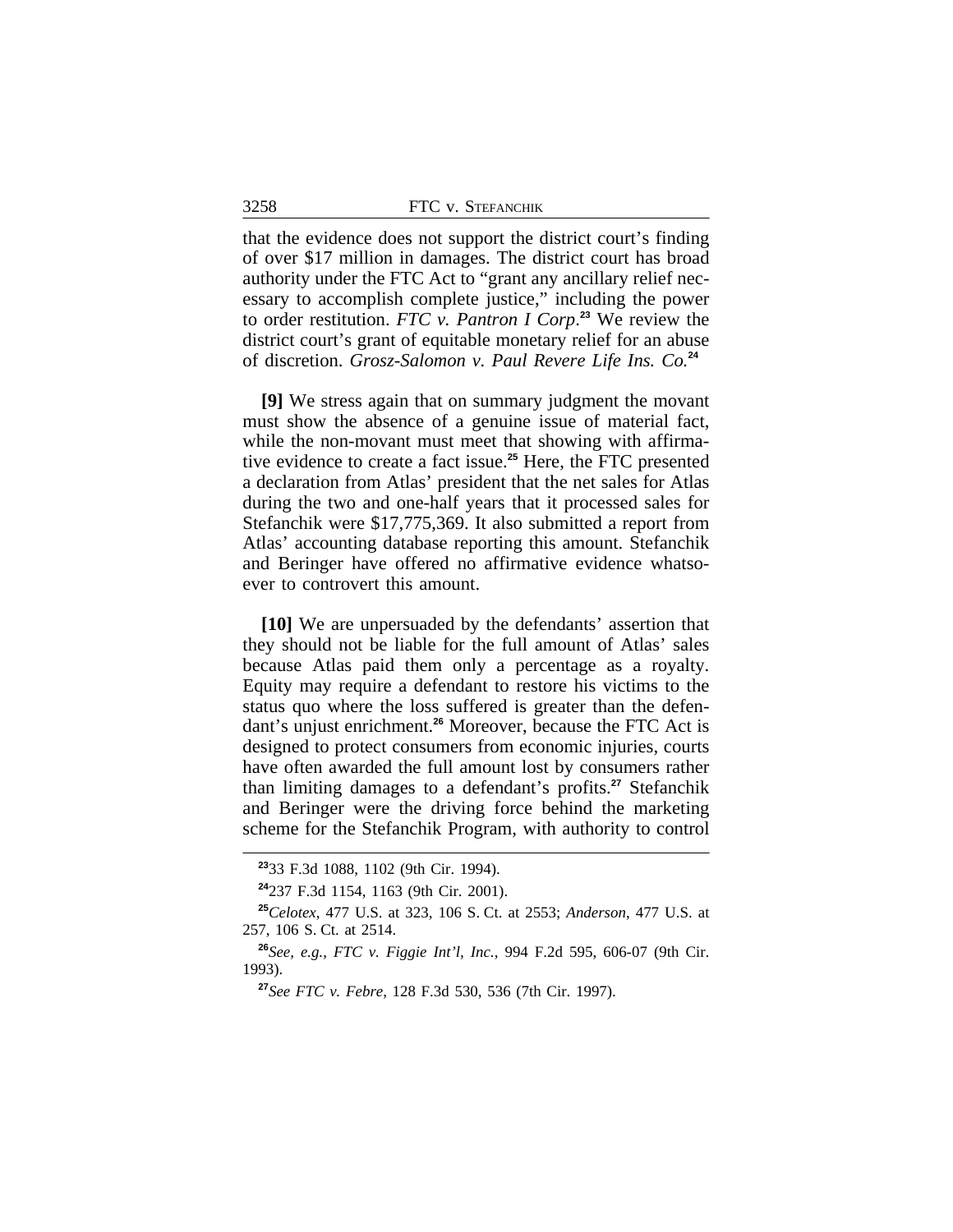that the evidence does not support the district court's finding of over $17 million in damages. The district court has broad authority under the FTC Act to "grant any ancillary relief necessary to accomplish complete justice," including the power to order restitution. *FTC v. Pantron I Corp*.[23] We review the district court's grant of equitable monetary relief for an abuse of discretion. *Grosz-Salomon v. Paul Revere Life Ins. Co.*[24]

**[9]** We stress again that on summary judgment the movant must show the absence of a genuine issue of material fact, while the non-movant must meet that showing with affirmative evidence to create a fact issue.[25] Here, the FTC presented a declaration from Atlas' president that the net sales for Atlas during the two and one-half years that it processed sales for Stefanchik were $17,775,369. It also submitted a report from Atlas' accounting database reporting this amount. Stefanchik and Beringer have offered no affirmative evidence whatsoever to controvert this amount.

**[10]** We are unpersuaded by the defendants' assertion that they should not be liable for the full amount of Atlas' sales because Atlas paid them only a percentage as a royalty. Equity may require a defendant to restore his victims to the status quo where the loss suffered is greater than the defendant's unjust enrichment.[26] Moreover, because the FTC Act is designed to protect consumers from economic injuries, courts have often awarded the full amount lost by consumers rather than limiting damages to a defendant's profits.[27] Stefanchik and Beringer were the driving force behind the marketing scheme for the Stefanchik Program, with authority to control

---

[23] 33 F.3d 1088, 1102 (9th Cir. 1994).

[24] 237 F.3d 1154, 1163 (9th Cir. 2001).

[25] *Celotex*, 477 U.S. at 323, 106 S. Ct. at 2553; *Anderson*, 477 U.S. at 257, 106 S. Ct. at 2514.

[26] *See, e.g.*, *FTC v. Figgie Int'l, Inc.*, 994 F.2d 595, 606-07 (9th Cir. 1993).

[27] *See FTC v. Febre*, 128 F.3d 530, 536 (7th Cir. 1997).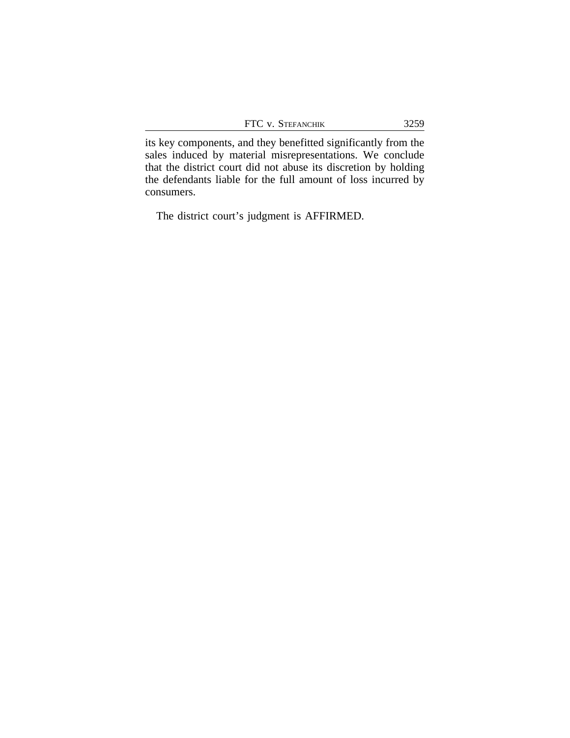its key components, and they benefitted significantly from the sales induced by material misrepresentations. We conclude that the district court did not abuse its discretion by holding the defendants liable for the full amount of loss incurred by consumers.

The district court's judgment is AFFIRMED.